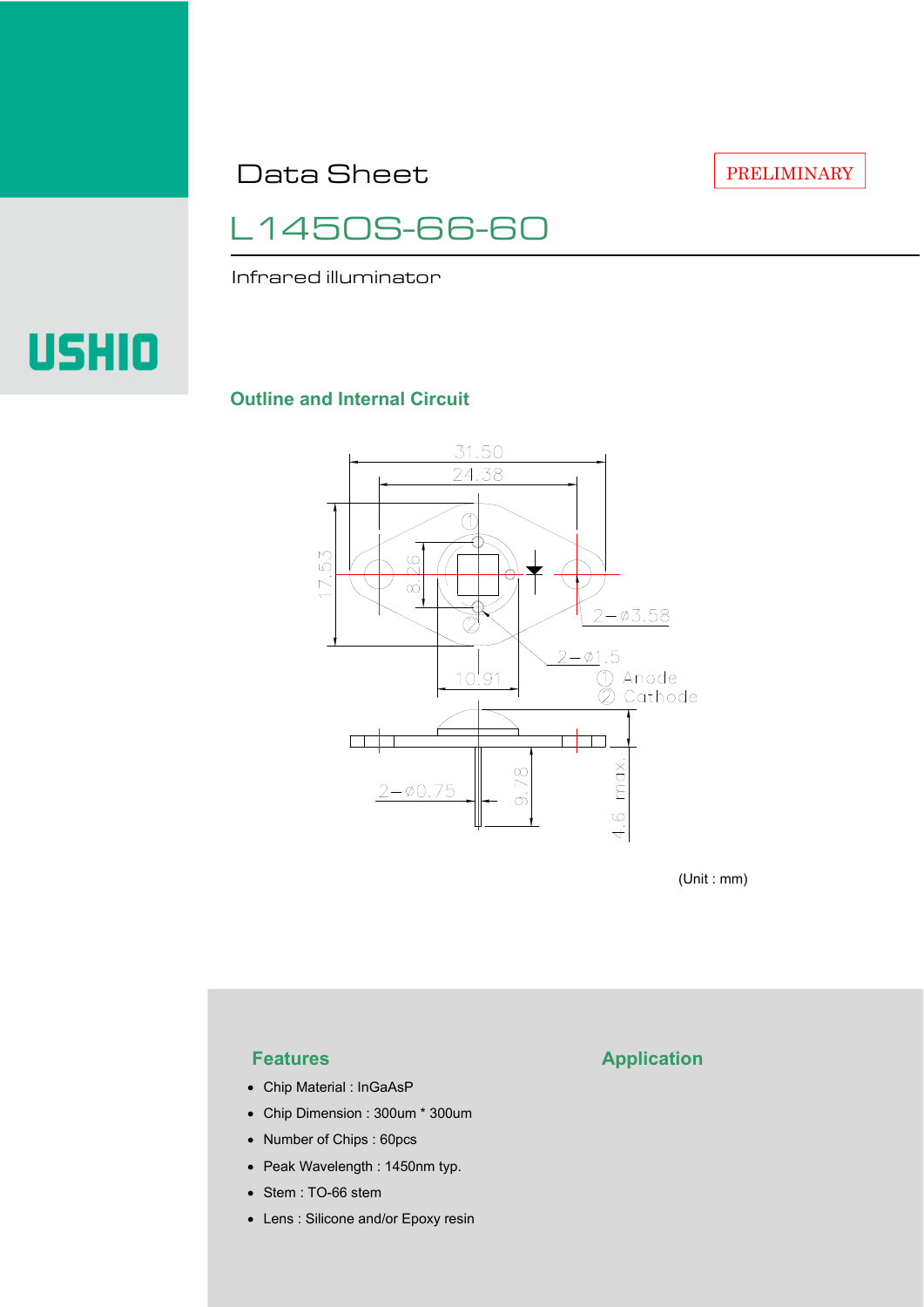# Data Sheet

PRELIMINARY

## L1450S-66-60

Infrared illuminator

USHIO

### Outline and Internal Circuit

31.50
24.38
17.53
8.26
10.91
2–ø3.58
2–ø1.5
① Anode
② Cathode
2–ø0.75
9.78
4.6 max.

(Unit : mm)

### Features

- Chip Material : InGaAsP
- Chip Dimension : 300um * 300um
- Number of Chips : 60pcs
- Peak Wavelength : 1450nm typ.
- Stem : TO-66 stem
- Lens : Silicone and/or Epoxy resin

### Application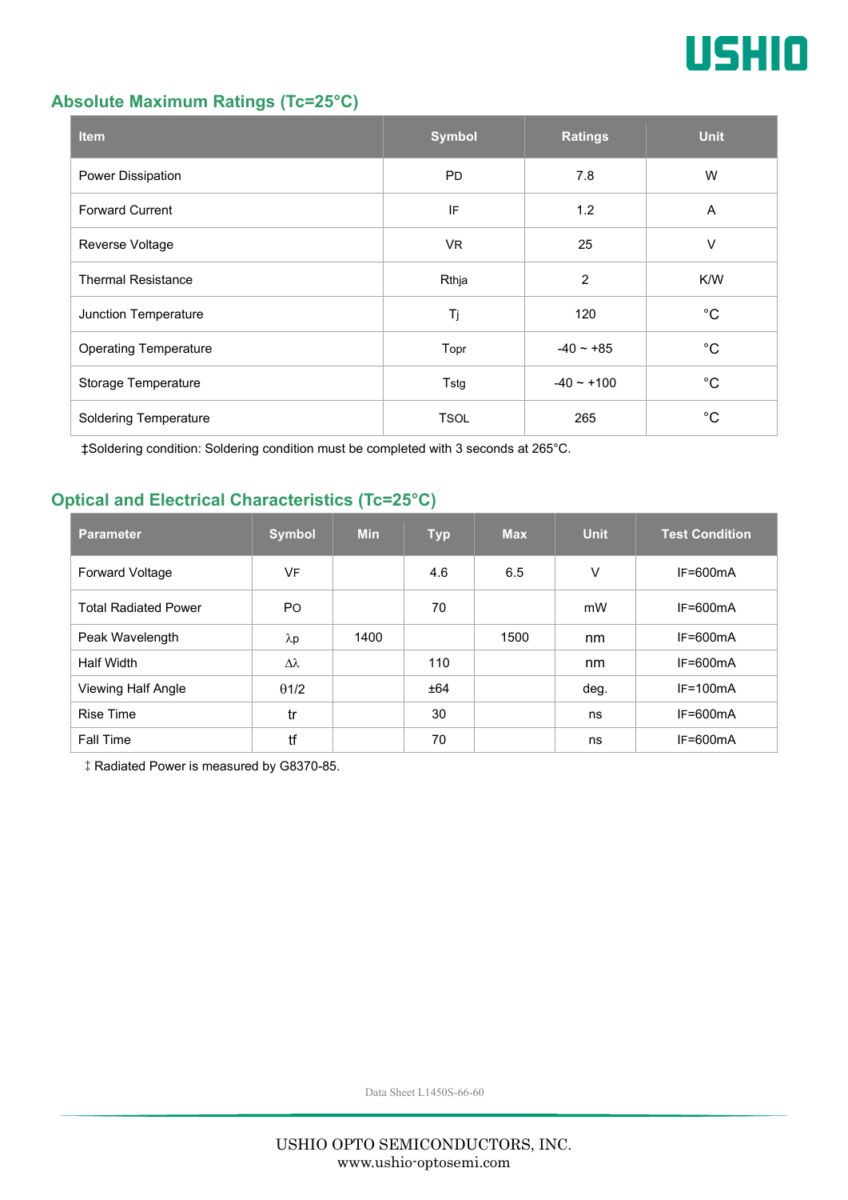## Absolute Maximum Ratings (Tc=25°C)

| Item | Symbol | Ratings | Unit |
|---|---|---|---|
| Power Dissipation | PD | 7.8 | W |
| Forward Current | IF | 1.2 | A |
| Reverse Voltage | VR | 25 | V |
| Thermal Resistance | Rthja | 2 | K/W |
| Junction Temperature | Tj | 120 | °C |
| Operating Temperature | Topr | -40 ~ +85 | °C |
| Storage Temperature | Tstg | -40 ~ +100 | °C |
| Soldering Temperature | TSOL | 265 | °C |

‡Soldering condition: Soldering condition must be completed with 3 seconds at 265°C.

## Optical and Electrical Characteristics (Tc=25°C)

| Parameter | Symbol | Min | Typ | Max | Unit | Test Condition |
|---|---|---|---|---|---|---|
| Forward Voltage | VF | | 4.6 | 6.5 | V | IF=600mA |
| Total Radiated Power | PO | | 70 | | mW | IF=600mA |
| Peak Wavelength | $\lambda p$ | 1400 | | 1500 | nm | IF=600mA |
| Half Width | $\Delta\lambda$ | | 110 | | nm | IF=600mA |
| Viewing Half Angle | $\theta 1/2$ | | ±64 | | deg. | IF=100mA |
| Rise Time | tr | | 30 | | ns | IF=600mA |
| Fall Time | tf | | 70 | | ns | IF=600mA |

‡ Radiated Power is measured by G8370-85.

Data Sheet L1450S-66-60

USHIO OPTO SEMICONDUCTORS, INC.
www.ushio-optosemi.com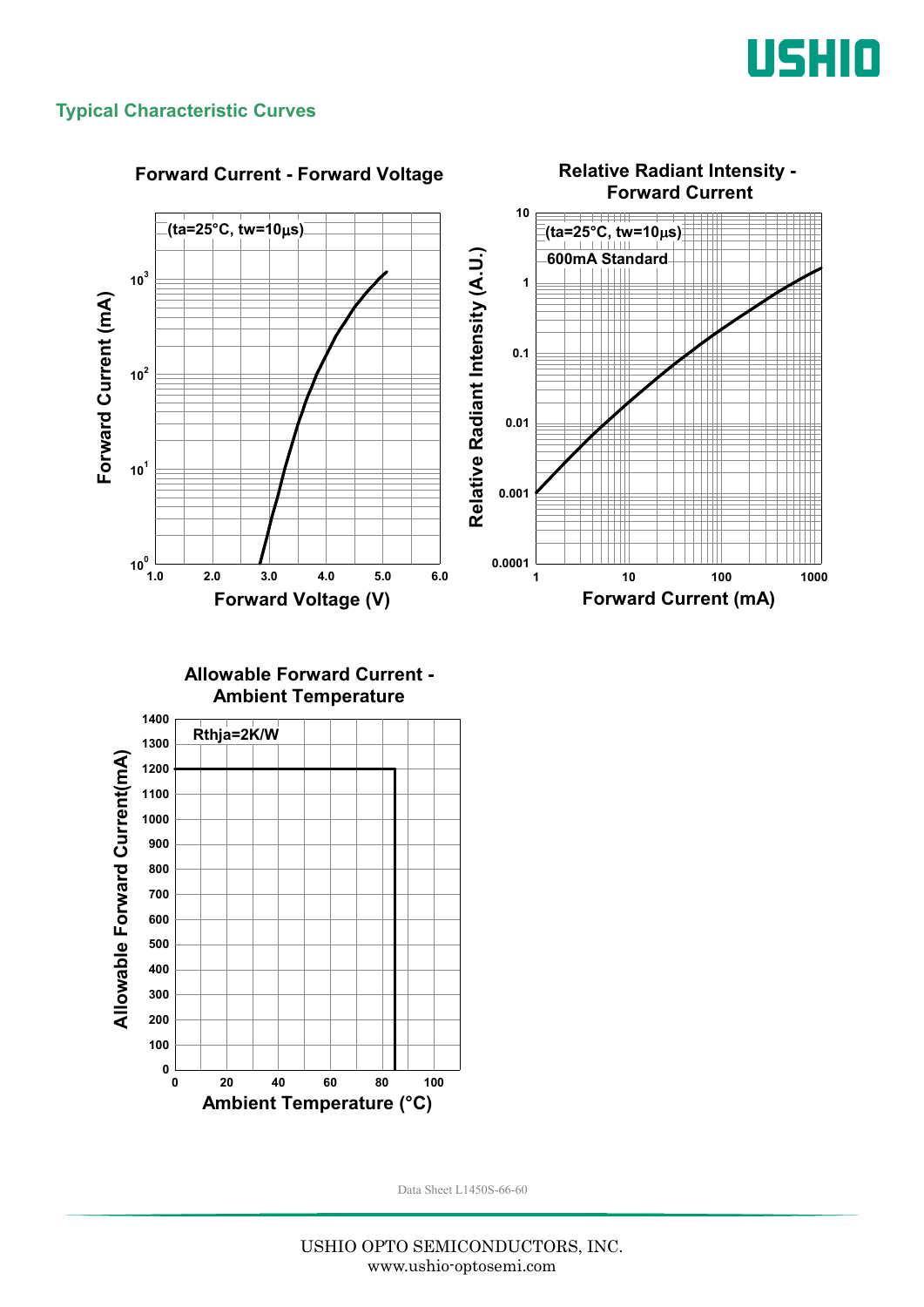## Typical Characteristic Curves

### Forward Current - Forward Voltage

(ta=25°C, tw=10μs)

Forward Current (mA): $10^0$, $10^1$, $10^2$, $10^3$

Forward Voltage (V): 1.0, 2.0, 3.0, 4.0, 5.0, 6.0

### Relative Radiant Intensity - Forward Current

(ta=25°C, tw=10μs)

600mA Standard

Relative Radiant Intensity (A.U.): 0.0001, 0.001, 0.01, 0.1, 1, 10

Forward Current (mA): 1, 10, 100, 1000

### Allowable Forward Current - Ambient Temperature

Rthja=2K/W

Allowable Forward Current(mA): 0, 100, 200, 300, 400, 500, 600, 700, 800, 900, 1000, 1100, 1200, 1300, 1400

Ambient Temperature (°C): 0, 20, 40, 60, 80, 100

Data Sheet L1450S-66-60

USHIO OPTO SEMICONDUCTORS, INC.
www.ushio-optosemi.com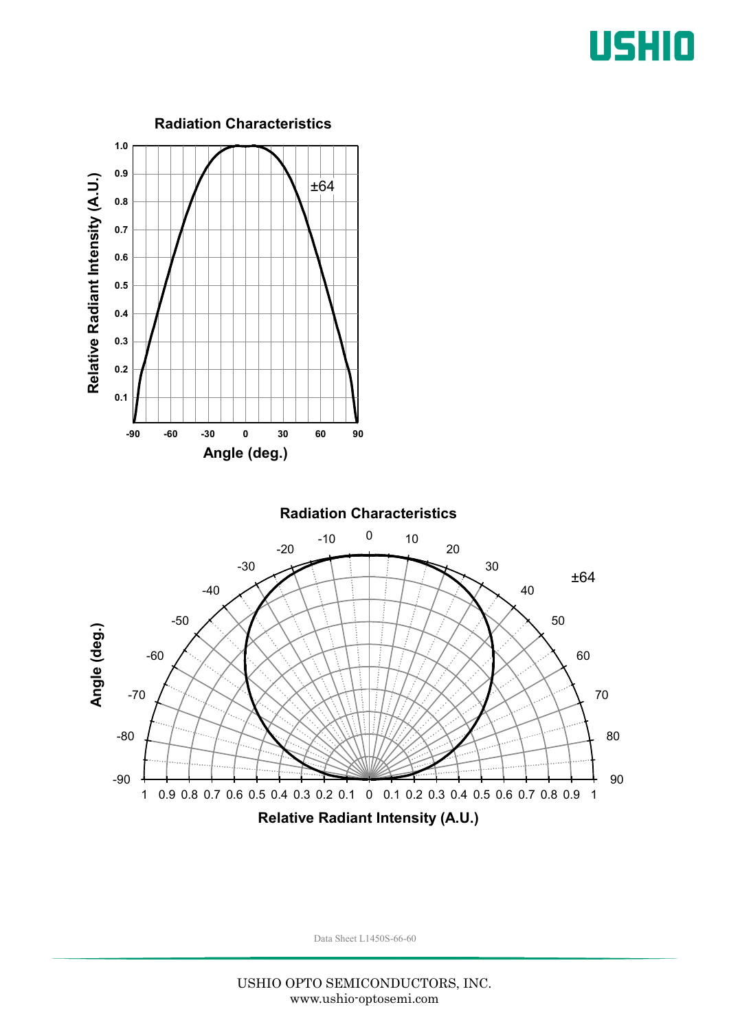## Radiation Characteristics

±64

Relative Radiant Intensity (A.U.)

Angle (deg.)

## Radiation Characteristics

±64

Angle (deg.)

Relative Radiant Intensity (A.U.)

Data Sheet L1450S-66-60

USHIO OPTO SEMICONDUCTORS, INC.
www.ushio-optosemi.com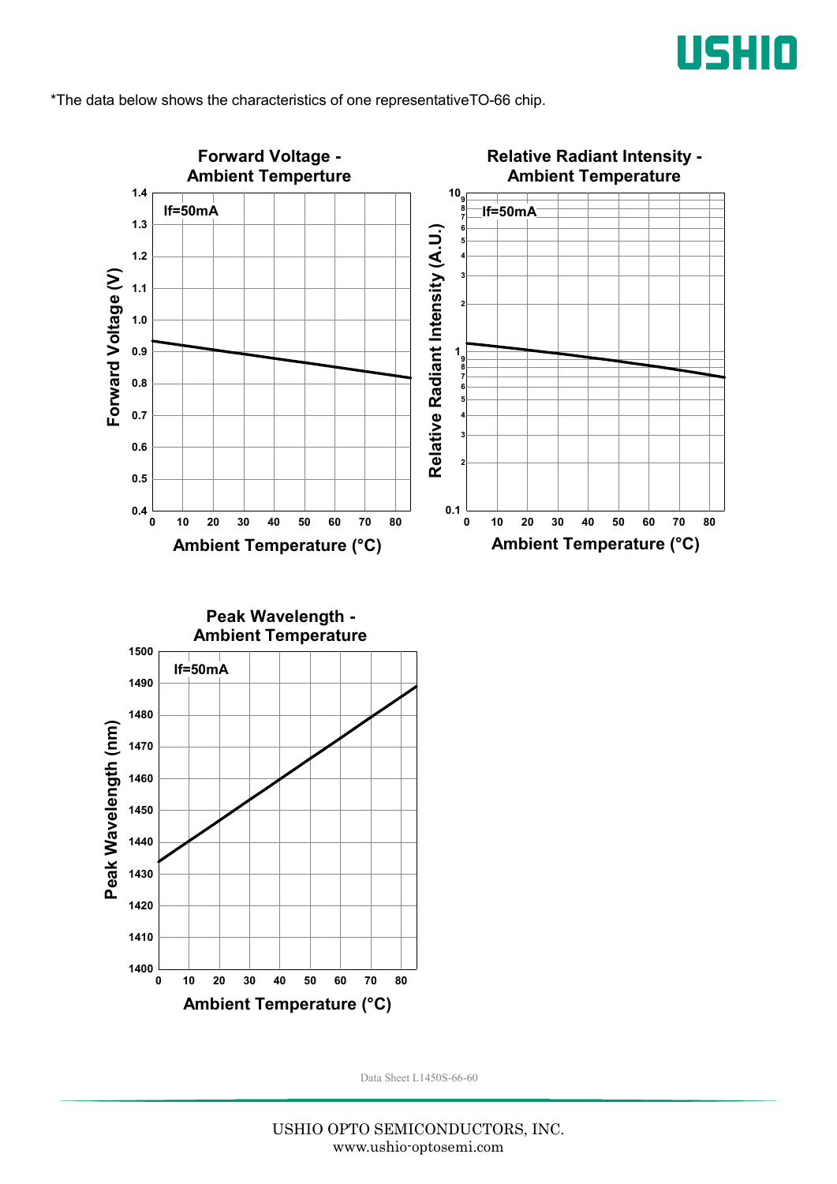*The data below shows the characteristics of one representativeTO-66 chip.

**Forward Voltage - Ambient Temperture**

If=50mA

Forward Voltage (V): 0.4, 0.5, 0.6, 0.7, 0.8, 0.9, 1.0, 1.1, 1.2, 1.3, 1.4

Ambient Temperature (°C): 0, 10, 20, 30, 40, 50, 60, 70, 80

**Relative Radiant Intensity - Ambient Temperature**

If=50mA

Relative Radiant Intensity (A.U.): 0.1, 1, 10

Ambient Temperature (°C): 0, 10, 20, 30, 40, 50, 60, 70, 80

**Peak Wavelength - Ambient Temperature**

If=50mA

Peak Wavelength (nm): 1400, 1410, 1420, 1430, 1440, 1450, 1460, 1470, 1480, 1490, 1500

Ambient Temperature (°C): 0, 10, 20, 30, 40, 50, 60, 70, 80

Data Sheet L1450S-66-60

USHIO OPTO SEMICONDUCTORS, INC.
www.ushio-optosemi.com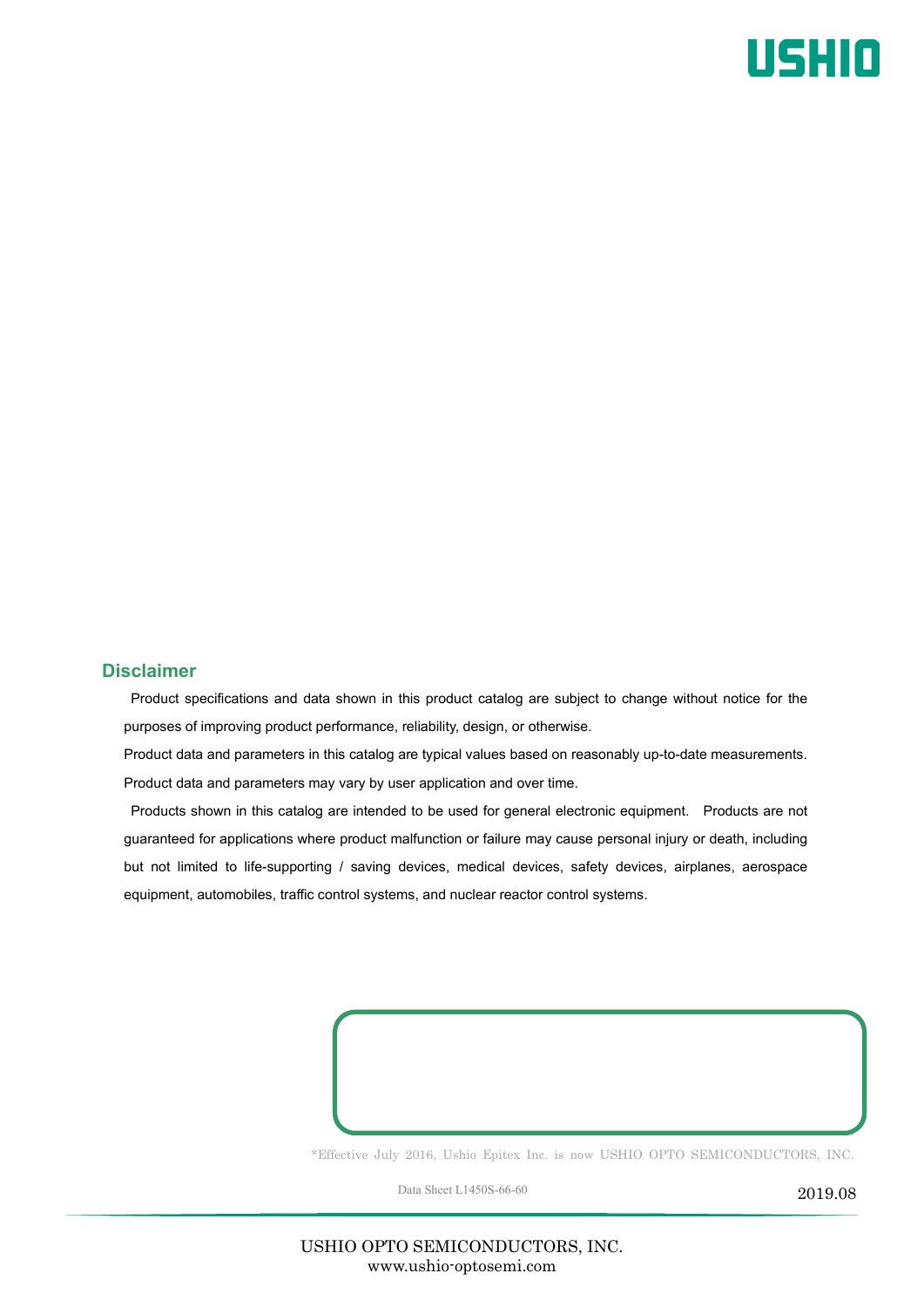## Disclaimer

Product specifications and data shown in this product catalog are subject to change without notice for the purposes of improving product performance, reliability, design, or otherwise.

Product data and parameters in this catalog are typical values based on reasonably up-to-date measurements. Product data and parameters may vary by user application and over time.

Products shown in this catalog are intended to be used for general electronic equipment. Products are not guaranteed for applications where product malfunction or failure may cause personal injury or death, including but not limited to life-supporting / saving devices, medical devices, safety devices, airplanes, aerospace equipment, automobiles, traffic control systems, and nuclear reactor control systems.

*Effective July 2016, Ushio Epitex Inc. is now USHIO OPTO SEMICONDUCTORS, INC.

Data Sheet L1450S-66-60

2019.08

USHIO OPTO SEMICONDUCTORS, INC.
www.ushio-optosemi.com